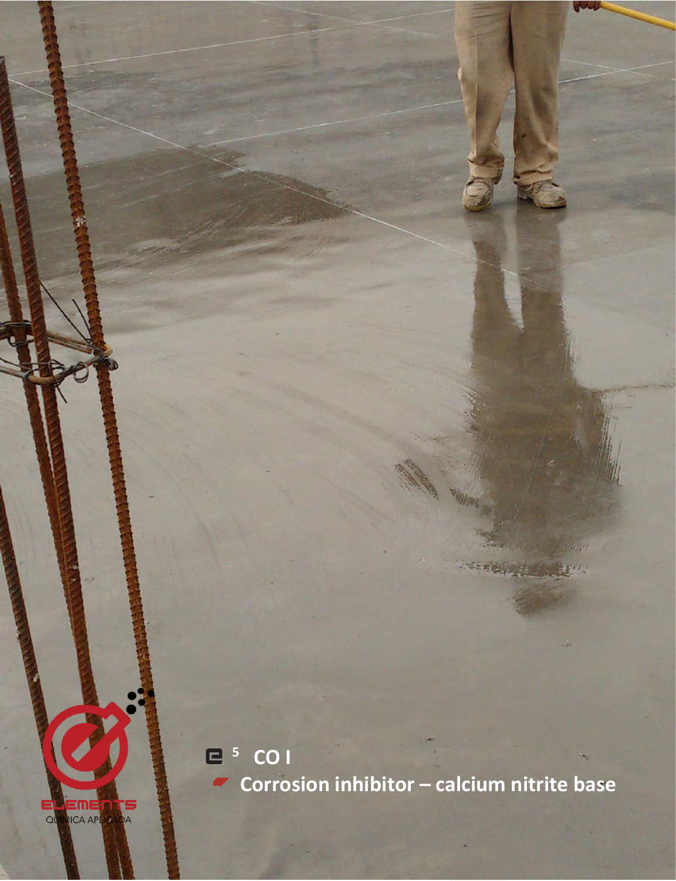# E5 CO I

## Corrosion inhibitor – calcium nitrite base

ELEMENTS
QUÍMICA APLICADA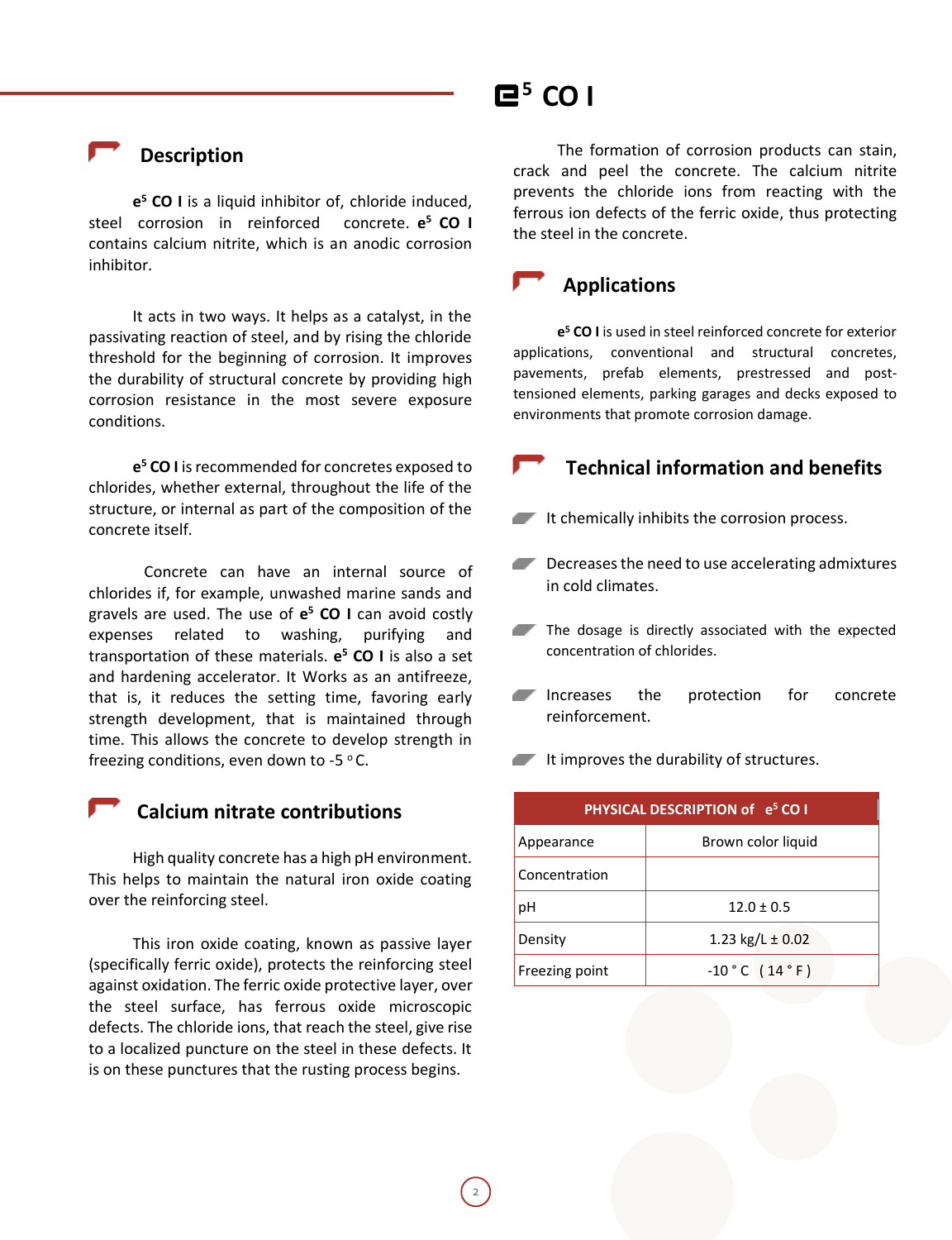# e⁵ CO I

## Description

**e⁵ CO I** is a liquid inhibitor of, chloride induced, steel corrosion in reinforced concrete. **e⁵ CO I** contains calcium nitrite, which is an anodic corrosion inhibitor.

It acts in two ways. It helps as a catalyst, in the passivating reaction of steel, and by rising the chloride threshold for the beginning of corrosion. It improves the durability of structural concrete by providing high corrosion resistance in the most severe exposure conditions.

**e⁵ CO I** is recommended for concretes exposed to chlorides, whether external, throughout the life of the structure, or internal as part of the composition of the concrete itself.

Concrete can have an internal source of chlorides if, for example, unwashed marine sands and gravels are used. The use of **e⁵ CO I** can avoid costly expenses related to washing, purifying and transportation of these materials. **e⁵ CO I** is also a set and hardening accelerator. It Works as an antifreeze, that is, it reduces the setting time, favoring early strength development, that is maintained through time. This allows the concrete to develop strength in freezing conditions, even down to -5 ºC.

## Calcium nitrate contributions

High quality concrete has a high pH environment. This helps to maintain the natural iron oxide coating over the reinforcing steel.

This iron oxide coating, known as passive layer (specifically ferric oxide), protects the reinforcing steel against oxidation. The ferric oxide protective layer, over the steel surface, has ferrous oxide microscopic defects. The chloride ions, that reach the steel, give rise to a localized puncture on the steel in these defects. It is on these punctures that the rusting process begins.

The formation of corrosion products can stain, crack and peel the concrete. The calcium nitrite prevents the chloride ions from reacting with the ferrous ion defects of the ferric oxide, thus protecting the steel in the concrete.

## Applications

**e⁵ CO I** is used in steel reinforced concrete for exterior applications, conventional and structural concretes, pavements, prefab elements, prestressed and post-tensioned elements, parking garages and decks exposed to environments that promote corrosion damage.

## Technical information and benefits

- It chemically inhibits the corrosion process.
- Decreases the need to use accelerating admixtures in cold climates.
- The dosage is directly associated with the expected concentration of chlorides.
- Increases the protection for concrete reinforcement.
- It improves the durability of structures.

| PHYSICAL DESCRIPTION of e⁵ CO I | |
|---|---|
| Appearance | Brown color liquid |
| Concentration | |
| pH | 12.0 ± 0.5 |
| Density | 1.23 kg/L ± 0.02 |
| Freezing point | -10 ° C ( 14 ° F ) |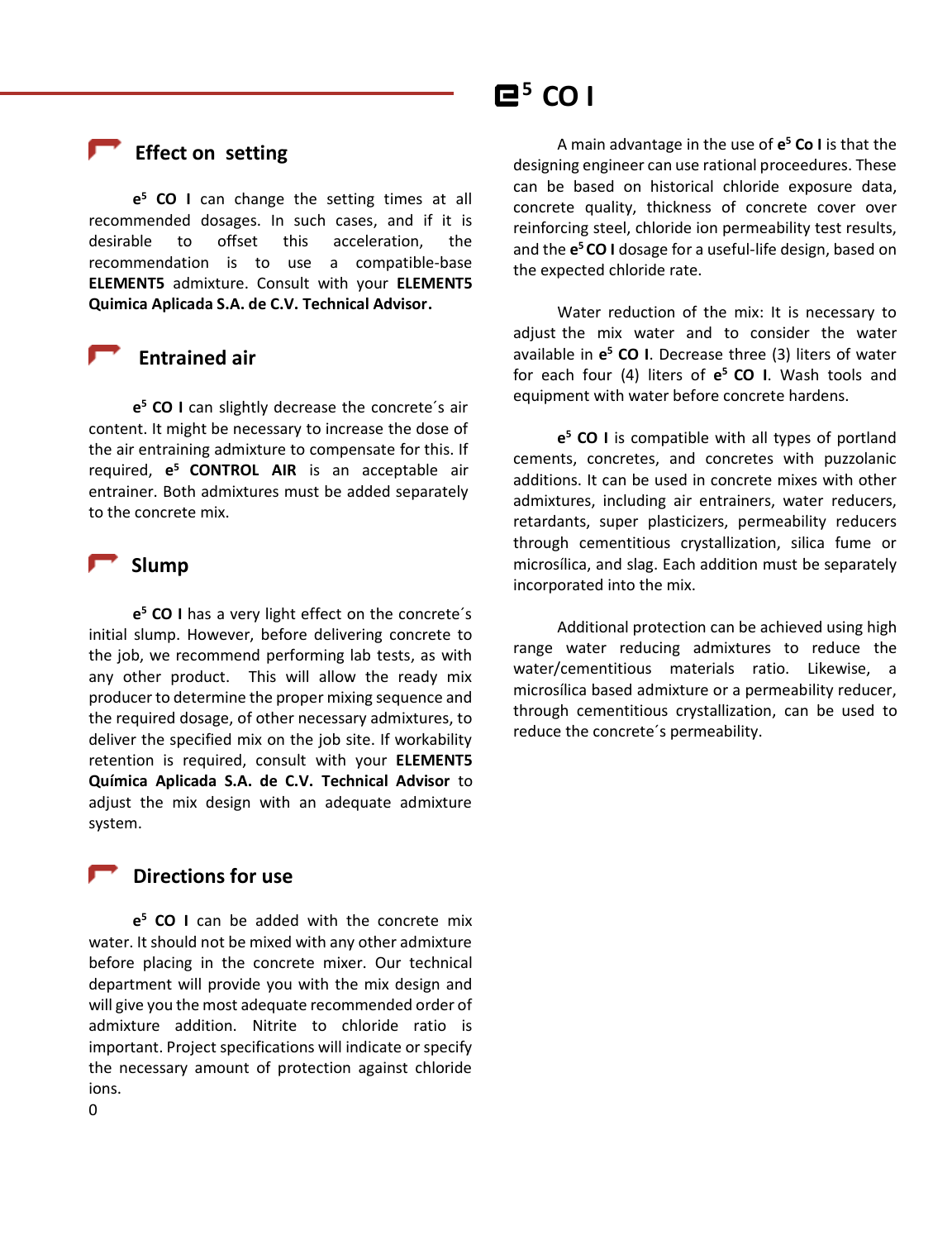## Effect on setting

**e**[5] **CO I** can change the setting times at all recommended dosages. In such cases, and if it is desirable to offset this acceleration, the recommendation is to use a compatible-base **ELEMENT5** admixture. Consult with your **ELEMENT5 Quimica Aplicada S.A. de C.V. Technical Advisor.**

## Entrained air

**e**[5] **CO I** can slightly decrease the concrete´s air content. It might be necessary to increase the dose of the air entraining admixture to compensate for this. If required, **e**[5] **CONTROL AIR** is an acceptable air entrainer. Both admixtures must be added separately to the concrete mix.

## Slump

**e**[5] **CO I** has a very light effect on the concrete´s initial slump. However, before delivering concrete to the job, we recommend performing lab tests, as with any other product. This will allow the ready mix producer to determine the proper mixing sequence and the required dosage, of other necessary admixtures, to deliver the specified mix on the job site. If workability retention is required, consult with your **ELEMENT5 Química Aplicada S.A. de C.V. Technical Advisor** to adjust the mix design with an adequate admixture system.

## Directions for use

**e**[5] **CO I** can be added with the concrete mix water. It should not be mixed with any other admixture before placing in the concrete mixer. Our technical department will provide you with the mix design and will give you the most adequate recommended order of admixture addition. Nitrite to chloride ratio is important. Project specifications will indicate or specify the necessary amount of protection against chloride ions.

A main advantage in the use of **e**[5] **Co I** is that the designing engineer can use rational proceedures. These can be based on historical chloride exposure data, concrete quality, thickness of concrete cover over reinforcing steel, chloride ion permeability test results, and the **e**[5] **CO I** dosage for a useful-life design, based on the expected chloride rate.

Water reduction of the mix: It is necessary to adjust the mix water and to consider the water available in **e**[5] **CO I**. Decrease three (3) liters of water for each four (4) liters of **e**[5] **CO I**. Wash tools and equipment with water before concrete hardens.

**e**[5] **CO I** is compatible with all types of portland cements, concretes, and concretes with puzzolanic additions. It can be used in concrete mixes with other admixtures, including air entrainers, water reducers, retardants, super plasticizers, permeability reducers through cementitious crystallization, silica fume or microsílica, and slag. Each addition must be separately incorporated into the mix.

Additional protection can be achieved using high range water reducing admixtures to reduce the water/cementitious materials ratio. Likewise, a microsílica based admixture or a permeability reducer, through cementitious crystallization, can be used to reduce the concrete´s permeability.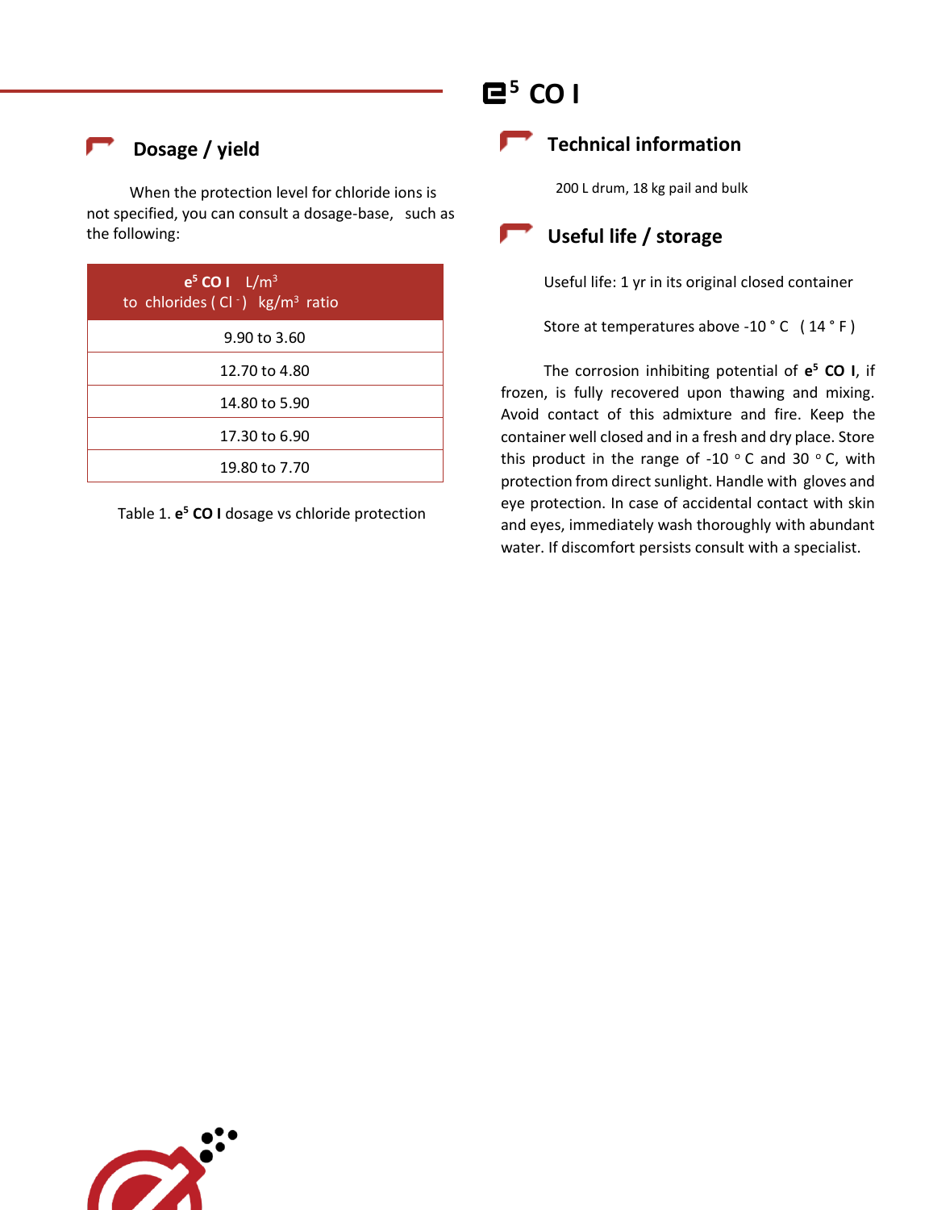# $e^5$ CO I

## Dosage / yield

When the protection level for chloride ions is not specified, you can consult a dosage-base, such as the following:

| **$e^5$ CO I** $L/m^3$ to chlorides ( $Cl^-$ ) $kg/m^3$ ratio |
| --- |
| 9.90 to 3.60 |
| 12.70 to 4.80 |
| 14.80 to 5.90 |
| 17.30 to 6.90 |
| 19.80 to 7.70 |

Table 1. **$e^5$ CO I** dosage vs chloride protection

## Technical information

200 L drum, 18 kg pail and bulk

## Useful life / storage

Useful life: 1 yr in its original closed container

Store at temperatures above -10 ° C ( 14 ° F )

The corrosion inhibiting potential of **$e^5$ CO I**, if frozen, is fully recovered upon thawing and mixing. Avoid contact of this admixture and fire. Keep the container well closed and in a fresh and dry place. Store this product in the range of -10 ° C and 30 ° C, with protection from direct sunlight. Handle with gloves and eye protection. In case of accidental contact with skin and eyes, immediately wash thoroughly with abundant water. If discomfort persists consult with a specialist.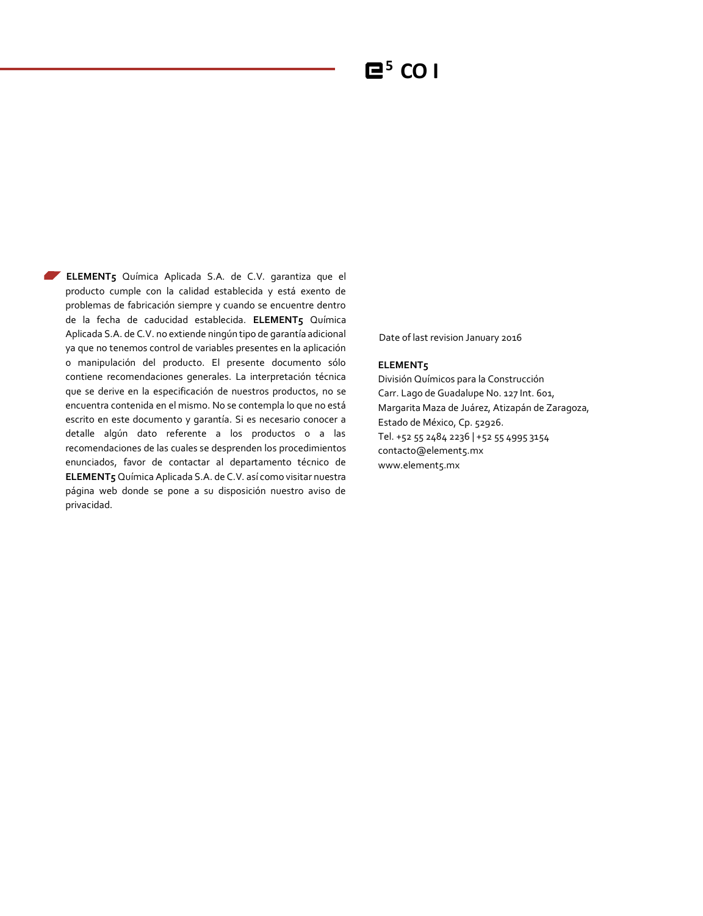**ELEMENT5** Química Aplicada S.A. de C.V. garantiza que el producto cumple con la calidad establecida y está exento de problemas de fabricación siempre y cuando se encuentre dentro de la fecha de caducidad establecida. **ELEMENT5** Química Aplicada S.A. de C.V. no extiende ningún tipo de garantía adicional ya que no tenemos control de variables presentes en la aplicación o manipulación del producto. El presente documento sólo contiene recomendaciones generales. La interpretación técnica que se derive en la especificación de nuestros productos, no se encuentra contenida en el mismo. No se contempla lo que no está escrito en este documento y garantía. Si es necesario conocer a detalle algún dato referente a los productos o a las recomendaciones de las cuales se desprenden los procedimientos enunciados, favor de contactar al departamento técnico de **ELEMENT5** Química Aplicada S.A. de C.V. así como visitar nuestra página web donde se pone a su disposición nuestro aviso de privacidad.

Date of last revision January 2016

**ELEMENT5**
División Químicos para la Construcción
Carr. Lago de Guadalupe No. 127 Int. 601,
Margarita Maza de Juárez, Atizapán de Zaragoza,
Estado de México, Cp. 52926.
Tel. +52 55 2484 2236 | +52 55 4995 3154
contacto@element5.mx
www.element5.mx